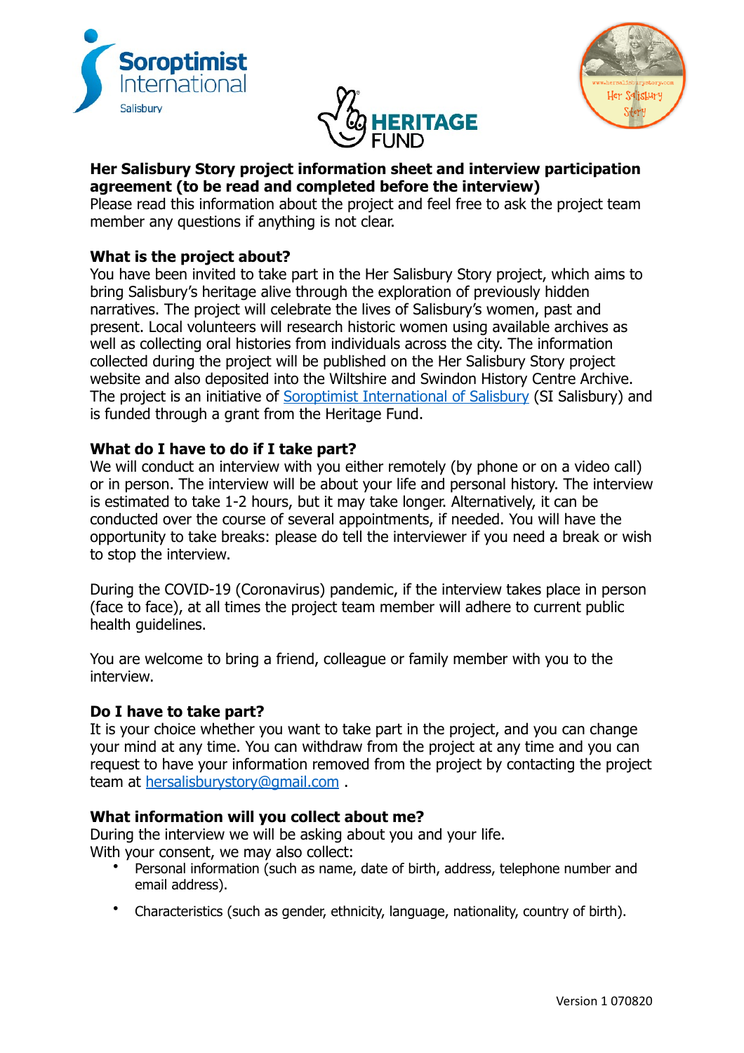**Her Salisbury Story project information sheet and interview participation agreement (to be read and completed before the interview)**

Please read this information about the project and feel free to ask the project team member any questions if anything is not clear.

## What is the project about?

You have been invited to take part in the Her Salisbury Story project, which aims to bring Salisbury's heritage alive through the exploration of previously hidden narratives. The project will celebrate the lives of Salisbury's women, past and present. Local volunteers will research historic women using available archives as well as collecting oral histories from individuals across the city. The information collected during the project will be published on the Her Salisbury Story project website and also deposited into the Wiltshire and Swindon History Centre Archive. The project is an initiative of Soroptimist International of Salisbury (SI Salisbury) and is funded through a grant from the Heritage Fund.

## What do I have to do if I take part?

We will conduct an interview with you either remotely (by phone or on a video call) or in person. The interview will be about your life and personal history. The interview is estimated to take 1-2 hours, but it may take longer. Alternatively, it can be conducted over the course of several appointments, if needed. You will have the opportunity to take breaks: please do tell the interviewer if you need a break or wish to stop the interview.

During the COVID-19 (Coronavirus) pandemic, if the interview takes place in person (face to face), at all times the project team member will adhere to current public health guidelines.

You are welcome to bring a friend, colleague or family member with you to the interview.

## Do I have to take part?

It is your choice whether you want to take part in the project, and you can change your mind at any time. You can withdraw from the project at any time and you can request to have your information removed from the project by contacting the project team at hersalisburystory@gmail.com .

## What information will you collect about me?

During the interview we will be asking about you and your life.
With your consent, we may also collect:

- Personal information (such as name, date of birth, address, telephone number and email address).
- Characteristics (such as gender, ethnicity, language, nationality, country of birth).

Version 1 070820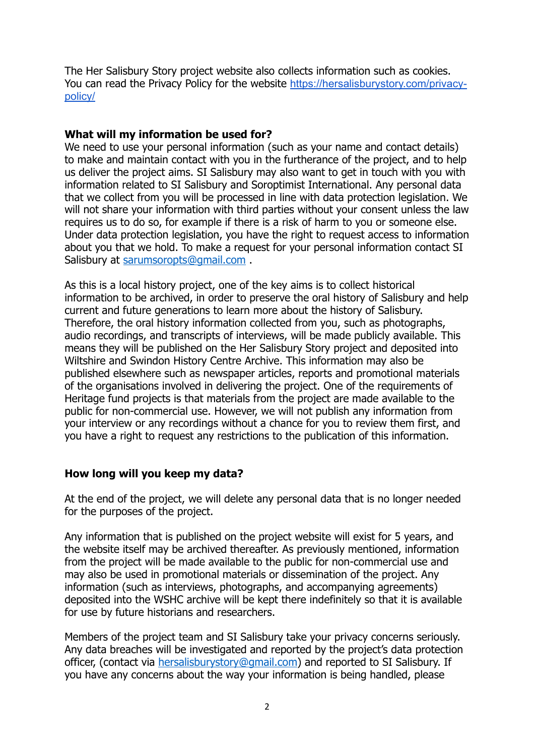The Her Salisbury Story project website also collects information such as cookies. You can read the Privacy Policy for the website [https://hersalisburystory.com/privacy-policy/](https://hersalisburystory.com/privacy-policy/)

**What will my information be used for?**

We need to use your personal information (such as your name and contact details) to make and maintain contact with you in the furtherance of the project, and to help us deliver the project aims. SI Salisbury may also want to get in touch with you with information related to SI Salisbury and Soroptimist International. Any personal data that we collect from you will be processed in line with data protection legislation. We will not share your information with third parties without your consent unless the law requires us to do so, for example if there is a risk of harm to you or someone else. Under data protection legislation, you have the right to request access to information about you that we hold. To make a request for your personal information contact SI Salisbury at [sarumsoropts@gmail.com](mailto:sarumsoropts@gmail.com) .

As this is a local history project, one of the key aims is to collect historical information to be archived, in order to preserve the oral history of Salisbury and help current and future generations to learn more about the history of Salisbury. Therefore, the oral history information collected from you, such as photographs, audio recordings, and transcripts of interviews, will be made publicly available. This means they will be published on the Her Salisbury Story project and deposited into Wiltshire and Swindon History Centre Archive. This information may also be published elsewhere such as newspaper articles, reports and promotional materials of the organisations involved in delivering the project. One of the requirements of Heritage fund projects is that materials from the project are made available to the public for non-commercial use. However, we will not publish any information from your interview or any recordings without a chance for you to review them first, and you have a right to request any restrictions to the publication of this information.

**How long will you keep my data?**

At the end of the project, we will delete any personal data that is no longer needed for the purposes of the project.

Any information that is published on the project website will exist for 5 years, and the website itself may be archived thereafter. As previously mentioned, information from the project will be made available to the public for non-commercial use and may also be used in promotional materials or dissemination of the project. Any information (such as interviews, photographs, and accompanying agreements) deposited into the WSHC archive will be kept there indefinitely so that it is available for use by future historians and researchers.

Members of the project team and SI Salisbury take your privacy concerns seriously. Any data breaches will be investigated and reported by the project's data protection officer, (contact via [hersalisburystory@gmail.com](mailto:hersalisburystory@gmail.com)) and reported to SI Salisbury. If you have any concerns about the way your information is being handled, please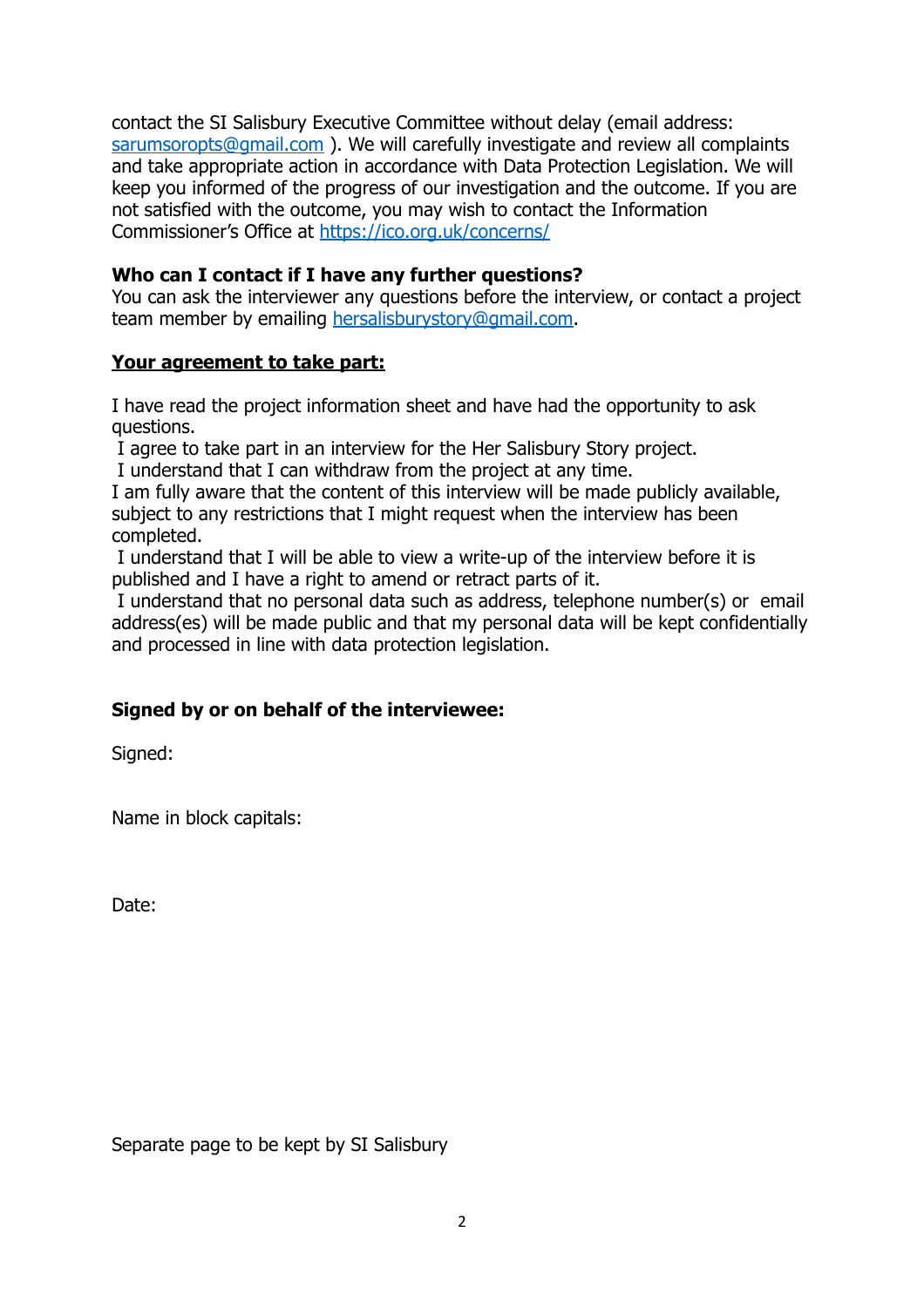contact the SI Salisbury Executive Committee without delay (email address: sarumsoropts@gmail.com ). We will carefully investigate and review all complaints and take appropriate action in accordance with Data Protection Legislation. We will keep you informed of the progress of our investigation and the outcome. If you are not satisfied with the outcome, you may wish to contact the Information Commissioner's Office at https://ico.org.uk/concerns/

**Who can I contact if I have any further questions?**
You can ask the interviewer any questions before the interview, or contact a project team member by emailing hersalisburystory@gmail.com.

**Your agreement to take part:**

I have read the project information sheet and have had the opportunity to ask questions.
I agree to take part in an interview for the Her Salisbury Story project.
I understand that I can withdraw from the project at any time.
I am fully aware that the content of this interview will be made publicly available, subject to any restrictions that I might request when the interview has been completed.
I understand that I will be able to view a write-up of the interview before it is published and I have a right to amend or retract parts of it.
I understand that no personal data such as address, telephone number(s) or email address(es) will be made public and that my personal data will be kept confidentially and processed in line with data protection legislation.

**Signed by or on behalf of the interviewee:**

Signed:

Name in block capitals:

Date:

Separate page to be kept by SI Salisbury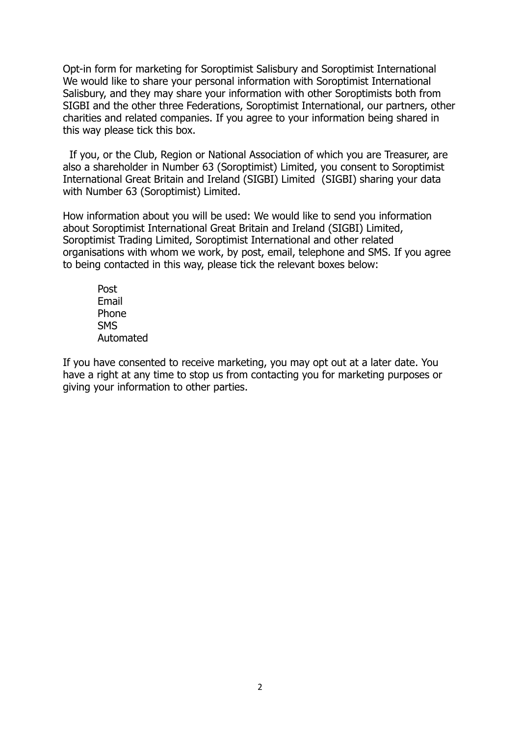Opt-in form for marketing for Soroptimist Salisbury and Soroptimist International
We would like to share your personal information with Soroptimist International Salisbury, and they may share your information with other Soroptimists both from SIGBI and the other three Federations, Soroptimist International, our partners, other charities and related companies. If you agree to your information being shared in this way please tick this box.

If you, or the Club, Region or National Association of which you are Treasurer, are also a shareholder in Number 63 (Soroptimist) Limited, you consent to Soroptimist International Great Britain and Ireland (SIGBI) Limited (SIGBI) sharing your data with Number 63 (Soroptimist) Limited.

How information about you will be used: We would like to send you information about Soroptimist International Great Britain and Ireland (SIGBI) Limited, Soroptimist Trading Limited, Soroptimist International and other related organisations with whom we work, by post, email, telephone and SMS. If you agree to being contacted in this way, please tick the relevant boxes below:

Post
Email
Phone
SMS
Automated

If you have consented to receive marketing, you may opt out at a later date. You have a right at any time to stop us from contacting you for marketing purposes or giving your information to other parties.